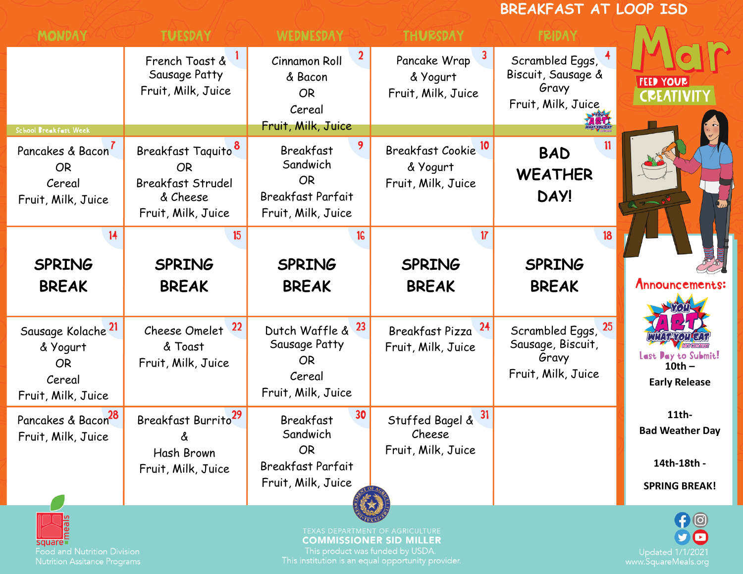# BREAKFAST AT LOOP ISD

## Mar

FEED YOUR CREATIVITY

| MONDAY | TUESDAY | WEDNESDAY | THURSDAY | FRIDAY |
|---|---|---|---|---|
| School Breakfast Week | 1 French Toast & Sausage Patty Fruit, Milk, Juice | 2 Cinnamon Roll & Bacon OR Cereal Fruit, Milk, Juice | 3 Pancake Wrap & Yogurt Fruit, Milk, Juice | 4 Scrambled Eggs, Biscuit, Sausage & Gravy Fruit, Milk, Juice |
| 7 Pancakes & Bacon OR Cereal Fruit, Milk, Juice | 8 Breakfast Taquito OR Breakfast Strudel & Cheese Fruit, Milk, Juice | 9 Breakfast Sandwich OR Breakfast Parfait Fruit, Milk, Juice | 10 Breakfast Cookie & Yogurt Fruit, Milk, Juice | 11 BAD WEATHER DAY! |
| 14 SPRING BREAK | 15 SPRING BREAK | 16 SPRING BREAK | 17 SPRING BREAK | 18 SPRING BREAK |
| 21 Sausage Kolache & Yogurt OR Cereal Fruit, Milk, Juice | 22 Cheese Omelet & Toast Fruit, Milk, Juice | 23 Dutch Waffle & Sausage Patty OR Cereal Fruit, Milk, Juice | 24 Breakfast Pizza Fruit, Milk, Juice | 25 Scrambled Eggs, Sausage, Biscuit, Gravy Fruit, Milk, Juice |
| 28 Pancakes & Bacon Fruit, Milk, Juice | 29 Breakfast Burrito & Hash Brown Fruit, Milk, Juice | 30 Breakfast Sandwich OR Breakfast Parfait Fruit, Milk, Juice | 31 Stuffed Bagel & Cheese Fruit, Milk, Juice | |

**Announcements:**

You Art What You Eat Art Contest — Last Day to Submit!

**10th – Early Release**

**11th- Bad Weather Day**

**14th-18th - SPRING BREAK!**

square meals — Food and Nutrition Division, Nutrition Assitance Programs

TEXAS DEPARTMENT OF AGRICULTURE
COMMISSIONER SID MILLER
This product was funded by USDA.
This institution is an equal opportunity provider.

Updated 1/1/2021
www.SquareMeals.org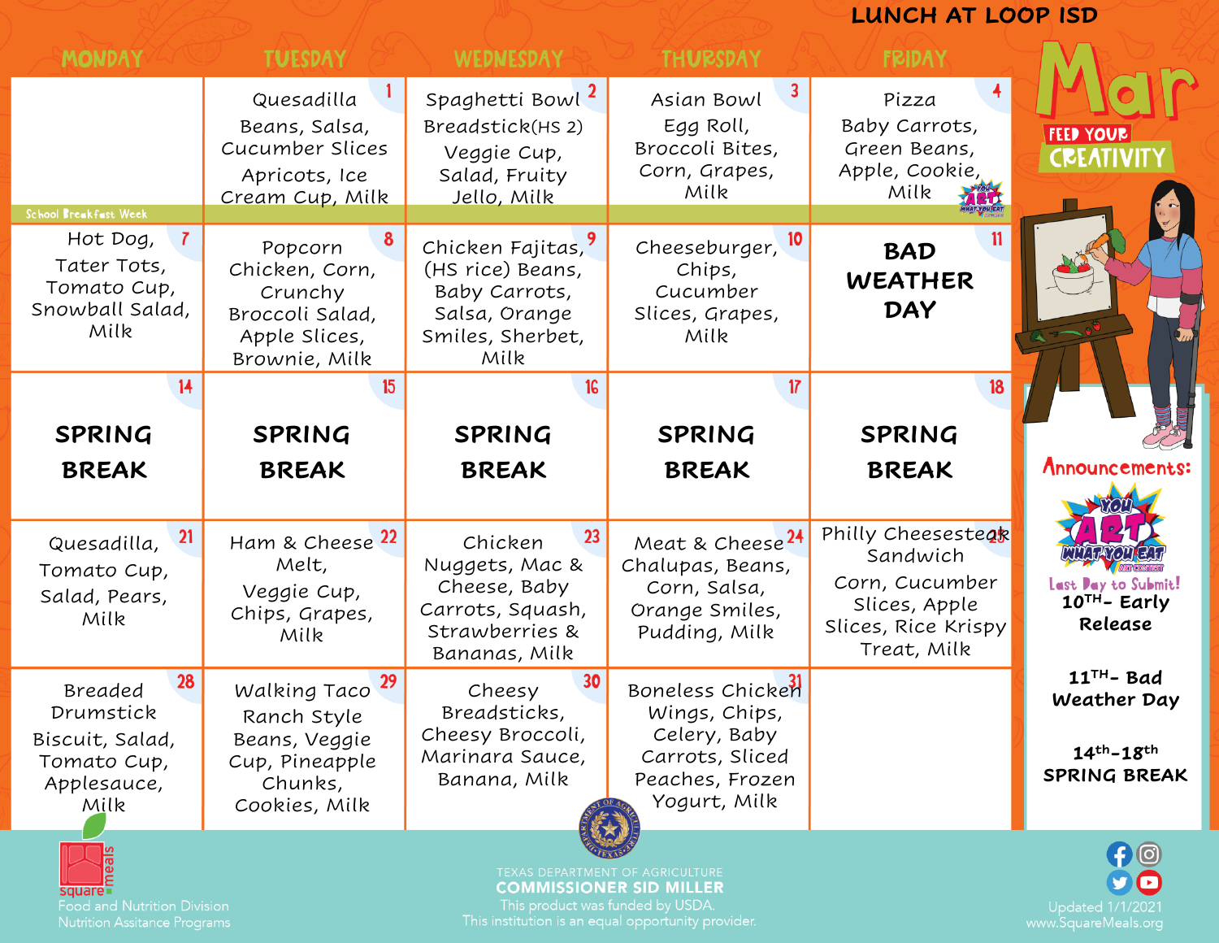# LUNCH AT LOOP ISD

# Mar

FEED YOUR CREATIVITY

| MONDAY | TUESDAY | WEDNESDAY | THURSDAY | FRIDAY |
|---|---|---|---|---|
| School Breakfast Week | 1 Quesadilla Beans, Salsa, Cucumber Slices Apricots, Ice Cream Cup, Milk | 2 Spaghetti Bowl Breadstick(HS 2) Veggie Cup, Salad, Fruity Jello, Milk | 3 Asian Bowl Egg Roll, Broccoli Bites, Corn, Grapes, Milk | 4 Pizza Baby Carrots, Green Beans, Apple, Cookie, Milk |
| 7 Hot Dog, Tater Tots, Tomato Cup, Snowball Salad, Milk | 8 Popcorn Chicken, Corn, Crunchy Broccoli Salad, Apple Slices, Brownie, Milk | 9 Chicken Fajitas, (HS rice) Beans, Baby Carrots, Salsa, Orange Smiles, Sherbet, Milk | 10 Cheeseburger, Chips, Cucumber Slices, Grapes, Milk | 11 **BAD WEATHER DAY** |
| 14 **SPRING BREAK** | 15 **SPRING BREAK** | 16 **SPRING BREAK** | 17 **SPRING BREAK** | 18 **SPRING BREAK** |
| 21 Quesadilla, Tomato Cup, Salad, Pears, Milk | 22 Ham & Cheese Melt, Veggie Cup, Chips, Grapes, Milk | 23 Chicken Nuggets, Mac & Cheese, Baby Carrots, Squash, Strawberries & Bananas, Milk | 24 Meat & Cheese Chalupas, Beans, Corn, Salsa, Orange Smiles, Pudding, Milk | 25 Philly Cheesesteak Sandwich Corn, Cucumber Slices, Apple Slices, Rice Krispy Treat, Milk |
| 28 Breaded Drumstick Biscuit, Salad, Tomato Cup, Applesauce, Milk | 29 Walking Taco Ranch Style Beans, Veggie Cup, Pineapple Chunks, Cookies, Milk | 30 Cheesy Breadsticks, Cheesy Broccoli, Marinara Sauce, Banana, Milk | 31 Boneless Chicken Wings, Chips, Celery, Baby Carrots, Sliced Peaches, Frozen Yogurt, Milk | |

## Announcements:

YOU ART WHAT YOU EAT ART CONTEST

Last Day to Submit!

**10TH- Early Release**

**11TH- Bad Weather Day**

**14th-18th SPRING BREAK**

square meals
Food and Nutrition Division
Nutrition Assitance Programs

TEXAS DEPARTMENT OF AGRICULTURE
COMMISSIONER SID MILLER
This product was funded by USDA.
This institution is an equal opportunity provider.

Updated 1/1/2021
www.SquareMeals.org